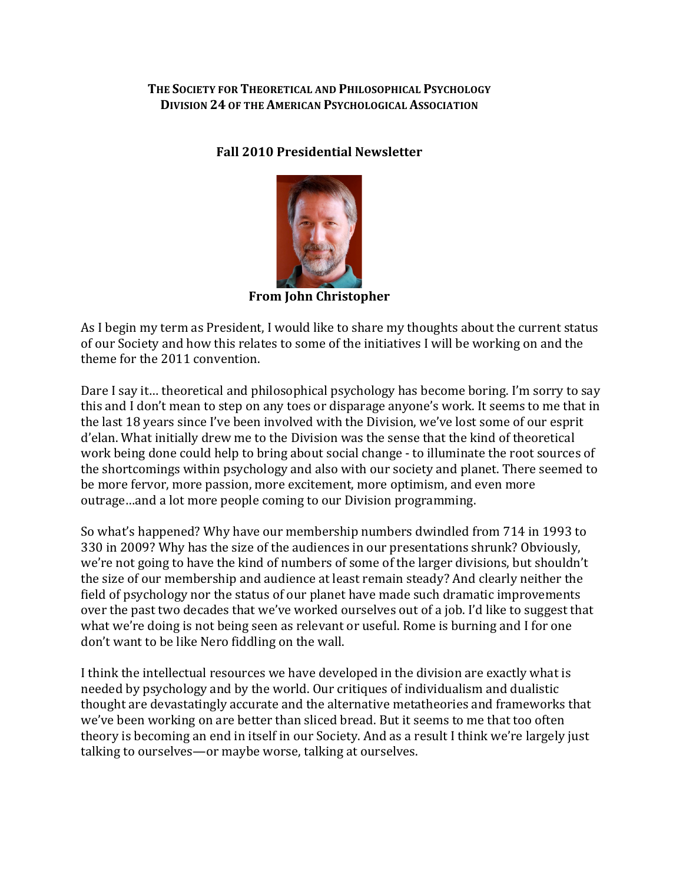**THE SOCIETY FOR THEORETICAL AND PHILOSOPHICAL PSYCHOLOGY**
**DIVISION 24 OF THE AMERICAN PSYCHOLOGICAL ASSOCIATION**

## Fall 2010 Presidential Newsletter

**From John Christopher**

As I begin my term as President, I would like to share my thoughts about the current status of our Society and how this relates to some of the initiatives I will be working on and the theme for the 2011 convention.

Dare I say it… theoretical and philosophical psychology has become boring. I'm sorry to say this and I don't mean to step on any toes or disparage anyone's work. It seems to me that in the last 18 years since I've been involved with the Division, we've lost some of our esprit d'elan. What initially drew me to the Division was the sense that the kind of theoretical work being done could help to bring about social change - to illuminate the root sources of the shortcomings within psychology and also with our society and planet. There seemed to be more fervor, more passion, more excitement, more optimism, and even more outrage…and a lot more people coming to our Division programming.

So what's happened? Why have our membership numbers dwindled from 714 in 1993 to 330 in 2009? Why has the size of the audiences in our presentations shrunk? Obviously, we're not going to have the kind of numbers of some of the larger divisions, but shouldn't the size of our membership and audience at least remain steady? And clearly neither the field of psychology nor the status of our planet have made such dramatic improvements over the past two decades that we've worked ourselves out of a job. I'd like to suggest that what we're doing is not being seen as relevant or useful. Rome is burning and I for one don't want to be like Nero fiddling on the wall.

I think the intellectual resources we have developed in the division are exactly what is needed by psychology and by the world. Our critiques of individualism and dualistic thought are devastatingly accurate and the alternative metatheories and frameworks that we've been working on are better than sliced bread. But it seems to me that too often theory is becoming an end in itself in our Society. And as a result I think we're largely just talking to ourselves—or maybe worse, talking at ourselves.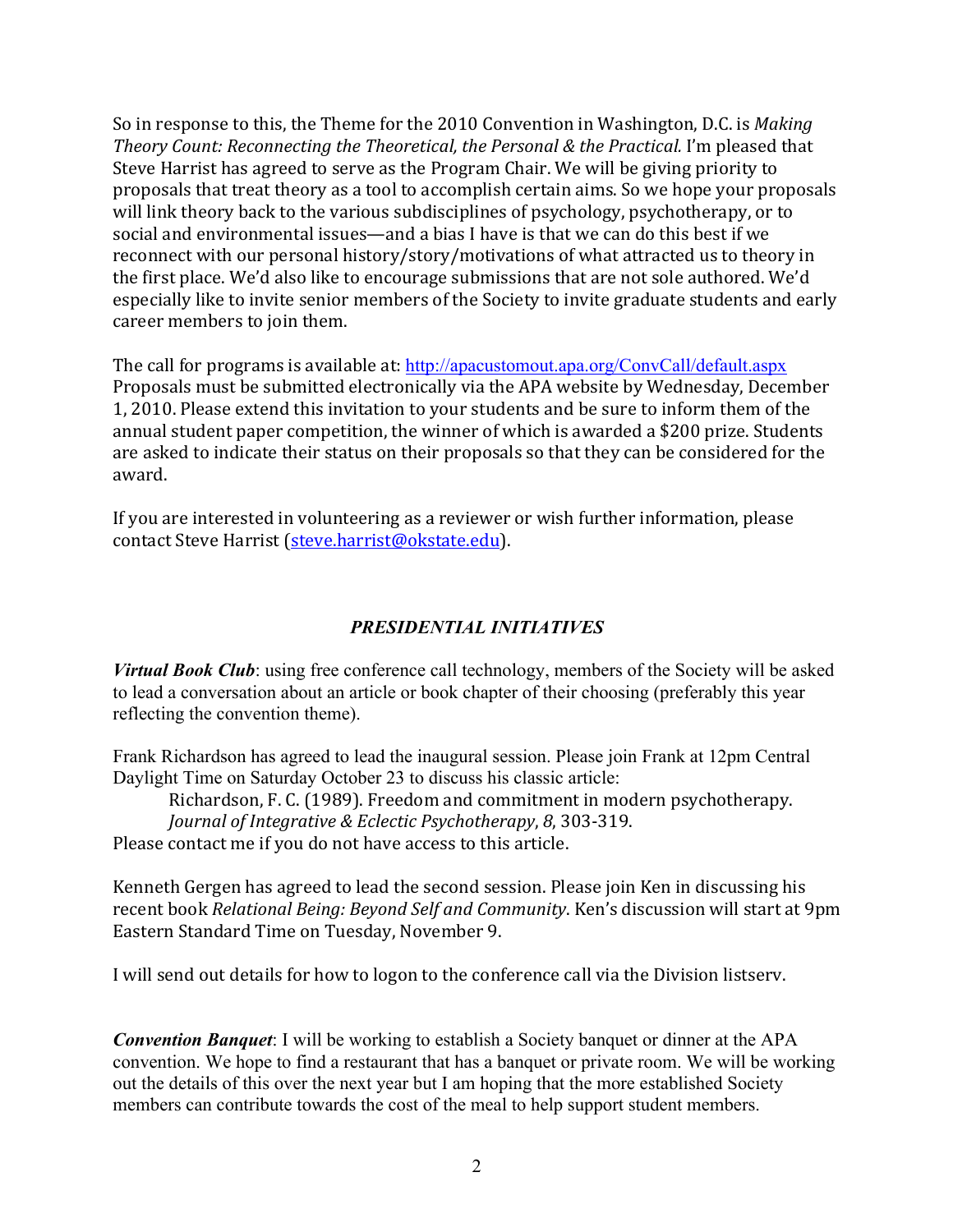So in response to this, the Theme for the 2010 Convention in Washington, D.C. is *Making Theory Count: Reconnecting the Theoretical, the Personal & the Practical.* I'm pleased that Steve Harrist has agreed to serve as the Program Chair. We will be giving priority to proposals that treat theory as a tool to accomplish certain aims. So we hope your proposals will link theory back to the various subdisciplines of psychology, psychotherapy, or to social and environmental issues—and a bias I have is that we can do this best if we reconnect with our personal history/story/motivations of what attracted us to theory in the first place. We'd also like to encourage submissions that are not sole authored. We'd especially like to invite senior members of the Society to invite graduate students and early career members to join them.

The call for programs is available at: http://apacustomout.apa.org/ConvCall/default.aspx Proposals must be submitted electronically via the APA website by Wednesday, December 1, 2010. Please extend this invitation to your students and be sure to inform them of the annual student paper competition, the winner of which is awarded a $200 prize. Students are asked to indicate their status on their proposals so that they can be considered for the award.

If you are interested in volunteering as a reviewer or wish further information, please contact Steve Harrist (steve.harrist@okstate.edu).

## *PRESIDENTIAL INITIATIVES*

***Virtual Book Club***: using free conference call technology, members of the Society will be asked to lead a conversation about an article or book chapter of their choosing (preferably this year reflecting the convention theme).

Frank Richardson has agreed to lead the inaugural session. Please join Frank at 12pm Central Daylight Time on Saturday October 23 to discuss his classic article:

> Richardson, F. C. (1989). Freedom and commitment in modern psychotherapy. *Journal of Integrative & Eclectic Psychotherapy*, *8*, 303-319.

Please contact me if you do not have access to this article.

Kenneth Gergen has agreed to lead the second session. Please join Ken in discussing his recent book *Relational Being: Beyond Self and Community*. Ken's discussion will start at 9pm Eastern Standard Time on Tuesday, November 9.

I will send out details for how to logon to the conference call via the Division listserv.

***Convention Banquet***: I will be working to establish a Society banquet or dinner at the APA convention. We hope to find a restaurant that has a banquet or private room. We will be working out the details of this over the next year but I am hoping that the more established Society members can contribute towards the cost of the meal to help support student members.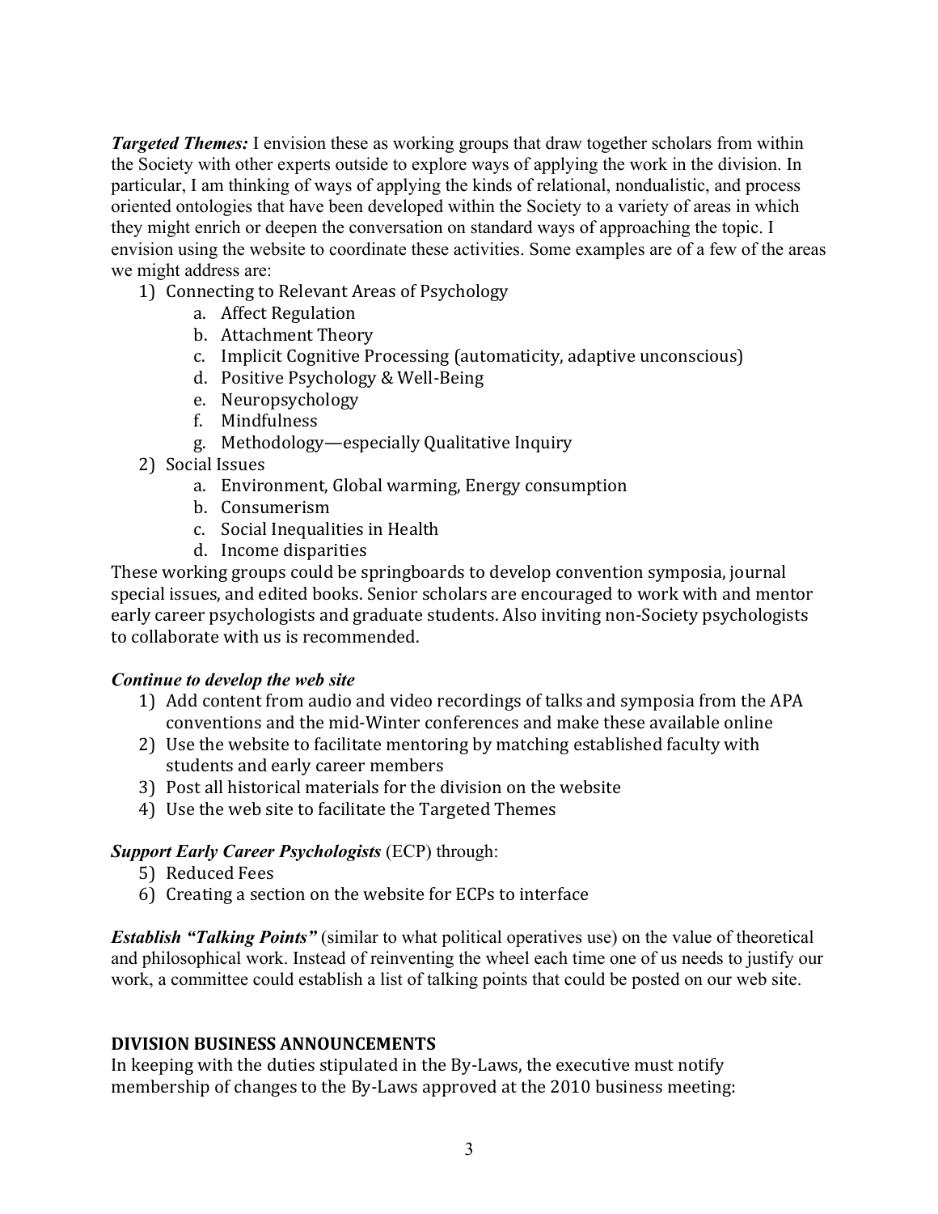***Targeted Themes:*** I envision these as working groups that draw together scholars from within the Society with other experts outside to explore ways of applying the work in the division. In particular, I am thinking of ways of applying the kinds of relational, nondualistic, and process oriented ontologies that have been developed within the Society to a variety of areas in which they might enrich or deepen the conversation on standard ways of approaching the topic. I envision using the website to coordinate these activities. Some examples are of a few of the areas we might address are:

1) Connecting to Relevant Areas of Psychology
    a. Affect Regulation
    b. Attachment Theory
    c. Implicit Cognitive Processing (automaticity, adaptive unconscious)
    d. Positive Psychology & Well-Being
    e. Neuropsychology
    f. Mindfulness
    g. Methodology—especially Qualitative Inquiry
2) Social Issues
    a. Environment, Global warming, Energy consumption
    b. Consumerism
    c. Social Inequalities in Health
    d. Income disparities

These working groups could be springboards to develop convention symposia, journal special issues, and edited books. Senior scholars are encouraged to work with and mentor early career psychologists and graduate students. Also inviting non-Society psychologists to collaborate with us is recommended.

***Continue to develop the web site***

1) Add content from audio and video recordings of talks and symposia from the APA conventions and the mid-Winter conferences and make these available online
2) Use the website to facilitate mentoring by matching established faculty with students and early career members
3) Post all historical materials for the division on the website
4) Use the web site to facilitate the Targeted Themes

***Support Early Career Psychologists*** (ECP) through:

5) Reduced Fees
6) Creating a section on the website for ECPs to interface

***Establish "Talking Points"*** (similar to what political operatives use) on the value of theoretical and philosophical work. Instead of reinventing the wheel each time one of us needs to justify our work, a committee could establish a list of talking points that could be posted on our web site.

## DIVISION BUSINESS ANNOUNCEMENTS

In keeping with the duties stipulated in the By-Laws, the executive must notify membership of changes to the By-Laws approved at the 2010 business meeting: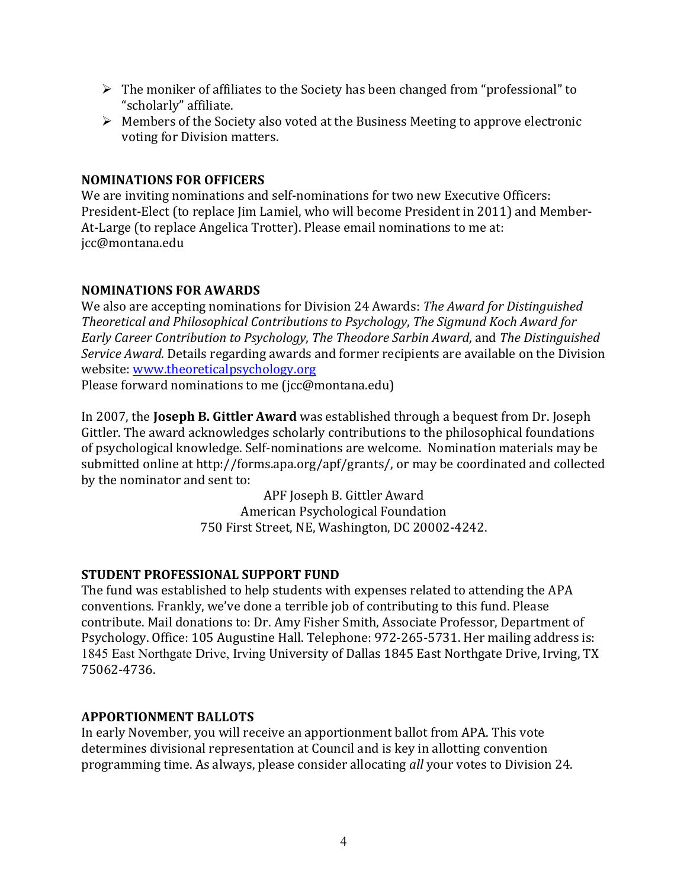- The moniker of affiliates to the Society has been changed from "professional" to "scholarly" affiliate.
- Members of the Society also voted at the Business Meeting to approve electronic voting for Division matters.

## NOMINATIONS FOR OFFICERS

We are inviting nominations and self-nominations for two new Executive Officers: President-Elect (to replace Jim Lamiel, who will become President in 2011) and Member-At-Large (to replace Angelica Trotter). Please email nominations to me at: jcc@montana.edu

## NOMINATIONS FOR AWARDS

We also are accepting nominations for Division 24 Awards: *The Award for Distinguished Theoretical and Philosophical Contributions to Psychology*, *The Sigmund Koch Award for Early Career Contribution to Psychology*, *The Theodore Sarbin Award*, and *The Distinguished Service Award*. Details regarding awards and former recipients are available on the Division website: [www.theoreticalpsychology.org](http://www.theoreticalpsychology.org)

Please forward nominations to me (jcc@montana.edu)

In 2007, the **Joseph B. Gittler Award** was established through a bequest from Dr. Joseph Gittler. The award acknowledges scholarly contributions to the philosophical foundations of psychological knowledge. Self-nominations are welcome. Nomination materials may be submitted online at http://forms.apa.org/apf/grants/, or may be coordinated and collected by the nominator and sent to:

APF Joseph B. Gittler Award
American Psychological Foundation
750 First Street, NE, Washington, DC 20002-4242.

## STUDENT PROFESSIONAL SUPPORT FUND

The fund was established to help students with expenses related to attending the APA conventions. Frankly, we've done a terrible job of contributing to this fund. Please contribute. Mail donations to: Dr. Amy Fisher Smith, Associate Professor, Department of Psychology. Office: 105 Augustine Hall. Telephone: 972-265-5731. Her mailing address is: 1845 East Northgate Drive, Irving University of Dallas 1845 East Northgate Drive, Irving, TX 75062-4736.

## APPORTIONMENT BALLOTS

In early November, you will receive an apportionment ballot from APA. This vote determines divisional representation at Council and is key in allotting convention programming time. As always, please consider allocating *all* your votes to Division 24.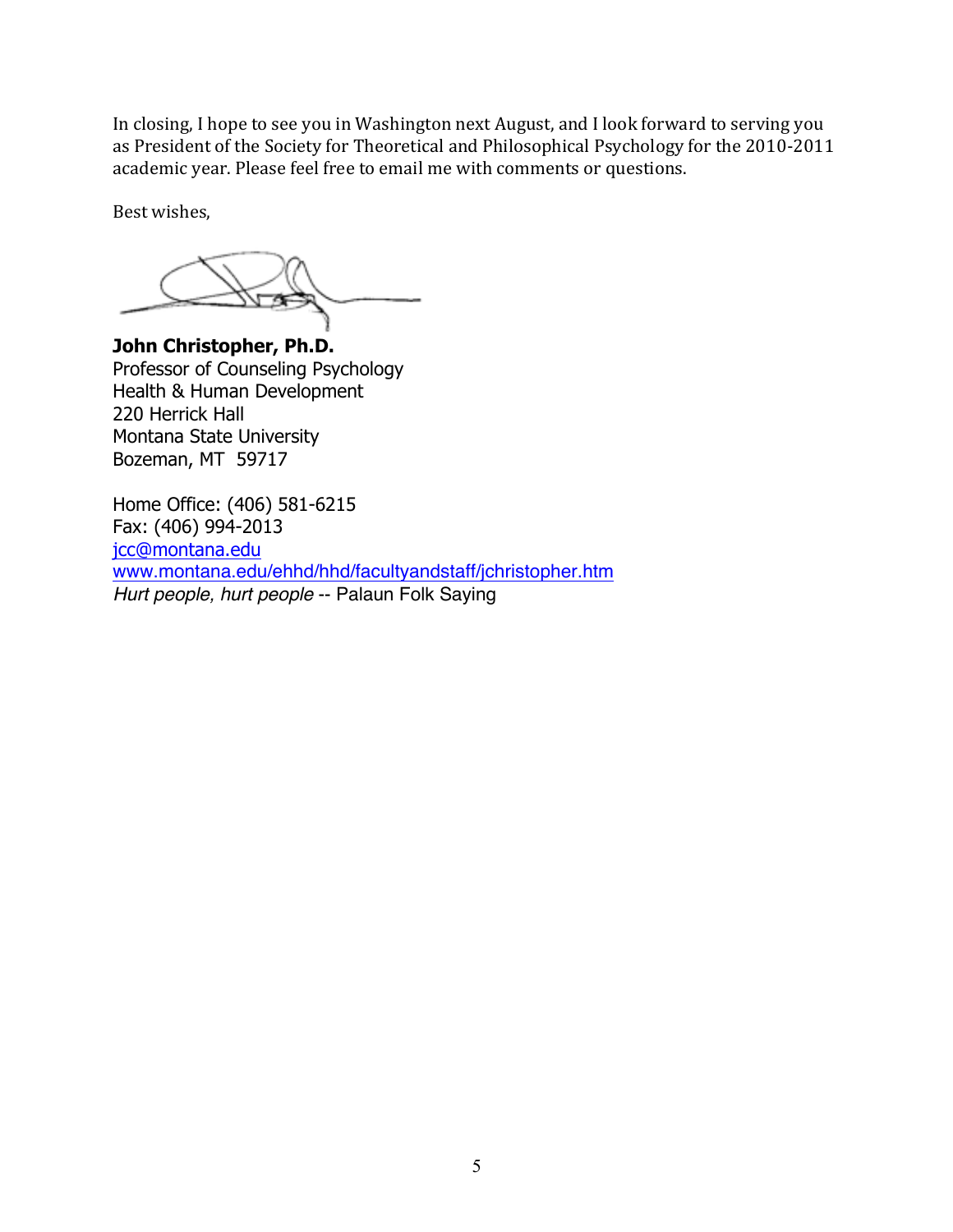In closing, I hope to see you in Washington next August, and I look forward to serving you as President of the Society for Theoretical and Philosophical Psychology for the 2010-2011 academic year. Please feel free to email me with comments or questions.

Best wishes,

**John Christopher, Ph.D.**
Professor of Counseling Psychology
Health & Human Development
220 Herrick Hall
Montana State University
Bozeman, MT 59717

Home Office: (406) 581-6215
Fax: (406) 994-2013
jcc@montana.edu
www.montana.edu/ehhd/hhd/facultyandstaff/jchristopher.htm
*Hurt people, hurt people* -- Palaun Folk Saying